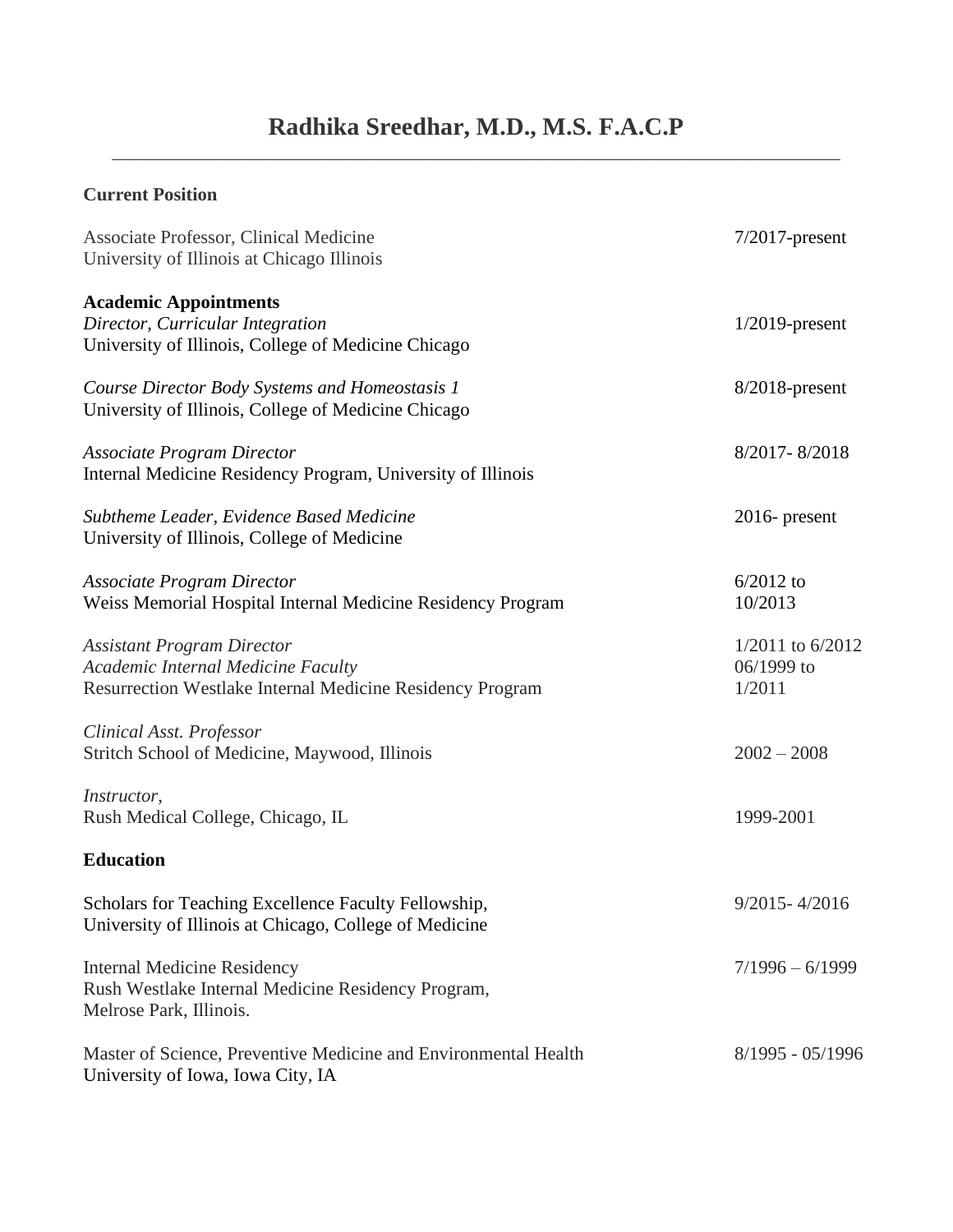# Radhika Sreedhar, M.D., M.S. F.A.C.P

---

**Current Position**

Associate Professor, Clinical Medicine — 7/2017-present
University of Illinois at Chicago Illinois

**Academic Appointments**

*Director, Curricular Integration* — 1/2019-present
University of Illinois, College of Medicine Chicago

*Course Director Body Systems and Homeostasis 1* — 8/2018-present
University of Illinois, College of Medicine Chicago

*Associate Program Director* — 8/2017- 8/2018
Internal Medicine Residency Program, University of Illinois

*Subtheme Leader, Evidence Based Medicine* — 2016- present
University of Illinois, College of Medicine

*Associate Program Director* — 6/2012 to 10/2013
Weiss Memorial Hospital Internal Medicine Residency Program

*Assistant Program Director* — 1/2011 to 6/2012
*Academic Internal Medicine Faculty* — 06/1999 to 1/2011
Resurrection Westlake Internal Medicine Residency Program

*Clinical Asst. Professor*
Stritch School of Medicine, Maywood, Illinois — 2002 – 2008

*Instructor*,
Rush Medical College, Chicago, IL — 1999-2001

**Education**

Scholars for Teaching Excellence Faculty Fellowship, — 9/2015- 4/2016
University of Illinois at Chicago, College of Medicine

Internal Medicine Residency — 7/1996 – 6/1999
Rush Westlake Internal Medicine Residency Program,
Melrose Park, Illinois.

Master of Science, Preventive Medicine and Environmental Health — 8/1995 - 05/1996
University of Iowa, Iowa City, IA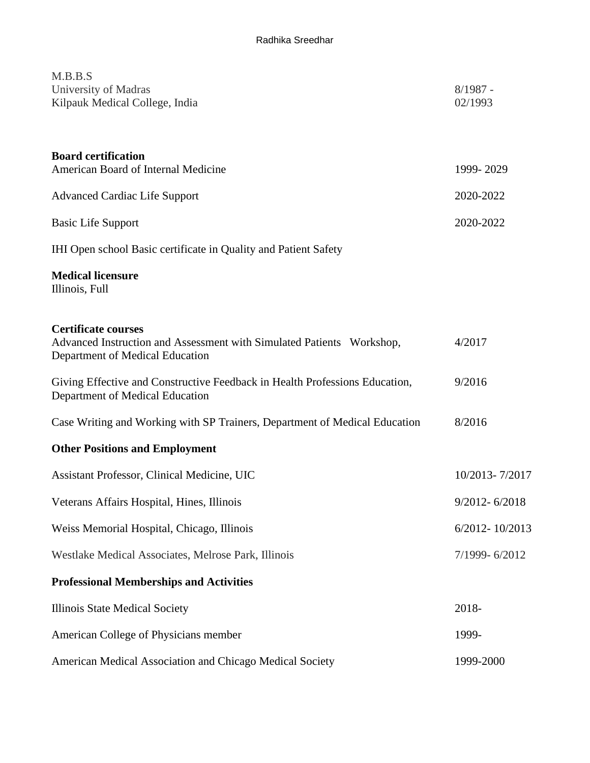M.B.B.S
University of Madras — 8/1987 - 02/1993
Kilpauk Medical College, India

**Board certification**

| | |
|---|---|
| American Board of Internal Medicine | 1999- 2029 |
| Advanced Cardiac Life Support | 2020-2022 |
| Basic Life Support | 2020-2022 |
| IHI Open school Basic certificate in Quality and Patient Safety | |

**Medical licensure**

Illinois, Full

**Certificate courses**

| | |
|---|---|
| Advanced Instruction and Assessment with Simulated Patients Workshop, Department of Medical Education | 4/2017 |
| Giving Effective and Constructive Feedback in Health Professions Education, Department of Medical Education | 9/2016 |
| Case Writing and Working with SP Trainers, Department of Medical Education | 8/2016 |

**Other Positions and Employment**

| | |
|---|---|
| Assistant Professor, Clinical Medicine, UIC | 10/2013- 7/2017 |
| Veterans Affairs Hospital, Hines, Illinois | 9/2012- 6/2018 |
| Weiss Memorial Hospital, Chicago, Illinois | 6/2012- 10/2013 |
| Westlake Medical Associates, Melrose Park, Illinois | 7/1999- 6/2012 |

**Professional Memberships and Activities**

| | |
|---|---|
| Illinois State Medical Society | 2018- |
| American College of Physicians member | 1999- |
| American Medical Association and Chicago Medical Society | 1999-2000 |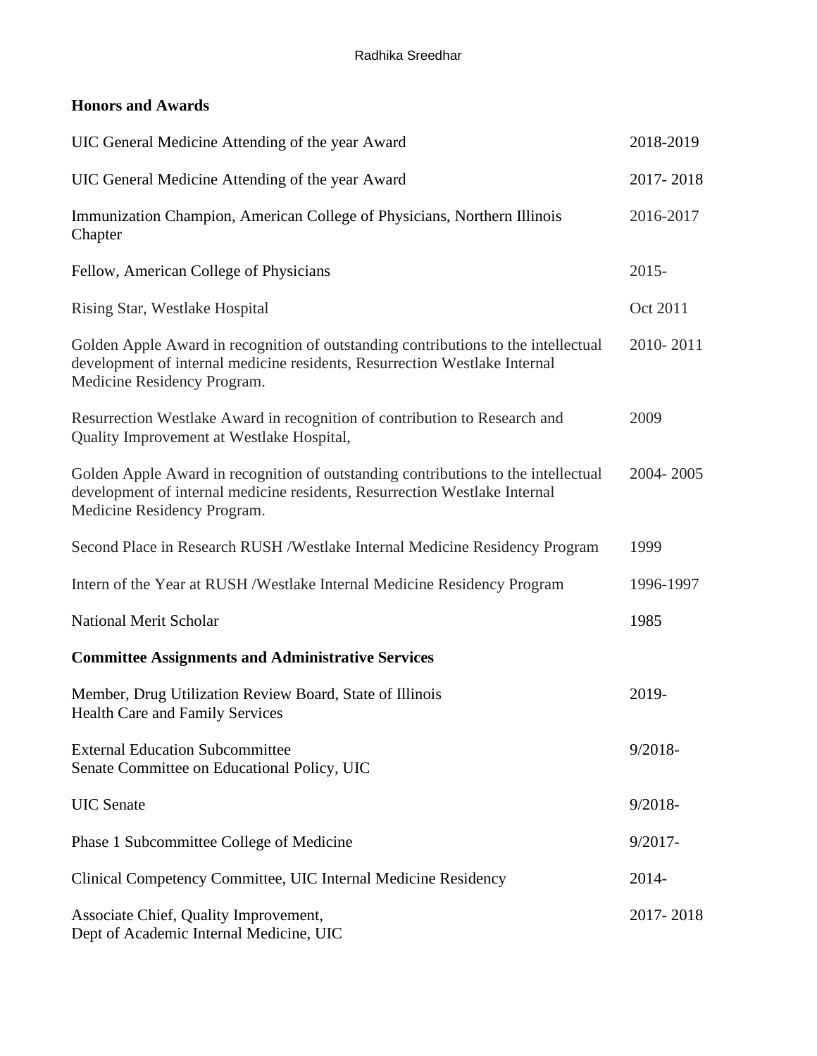## Honors and Awards

| | |
|---|---|
| UIC General Medicine Attending of the year Award | 2018-2019 |
| UIC General Medicine Attending of the year Award | 2017- 2018 |
| Immunization Champion, American College of Physicians, Northern Illinois Chapter | 2016-2017 |
| Fellow, American College of Physicians | 2015- |
| Rising Star, Westlake Hospital | Oct 2011 |
| Golden Apple Award in recognition of outstanding contributions to the intellectual development of internal medicine residents, Resurrection Westlake Internal Medicine Residency Program. | 2010- 2011 |
| Resurrection Westlake Award in recognition of contribution to Research and Quality Improvement at Westlake Hospital, | 2009 |
| Golden Apple Award in recognition of outstanding contributions to the intellectual development of internal medicine residents, Resurrection Westlake Internal Medicine Residency Program. | 2004- 2005 |
| Second Place in Research RUSH /Westlake Internal Medicine Residency Program | 1999 |
| Intern of the Year at RUSH /Westlake Internal Medicine Residency Program | 1996-1997 |
| National Merit Scholar | 1985 |

## Committee Assignments and Administrative Services

| | |
|---|---|
| Member, Drug Utilization Review Board, State of Illinois Health Care and Family Services | 2019- |
| External Education Subcommittee Senate Committee on Educational Policy, UIC | 9/2018- |
| UIC Senate | 9/2018- |
| Phase 1 Subcommittee College of Medicine | 9/2017- |
| Clinical Competency Committee, UIC Internal Medicine Residency | 2014- |
| Associate Chief, Quality Improvement, Dept of Academic Internal Medicine, UIC | 2017- 2018 |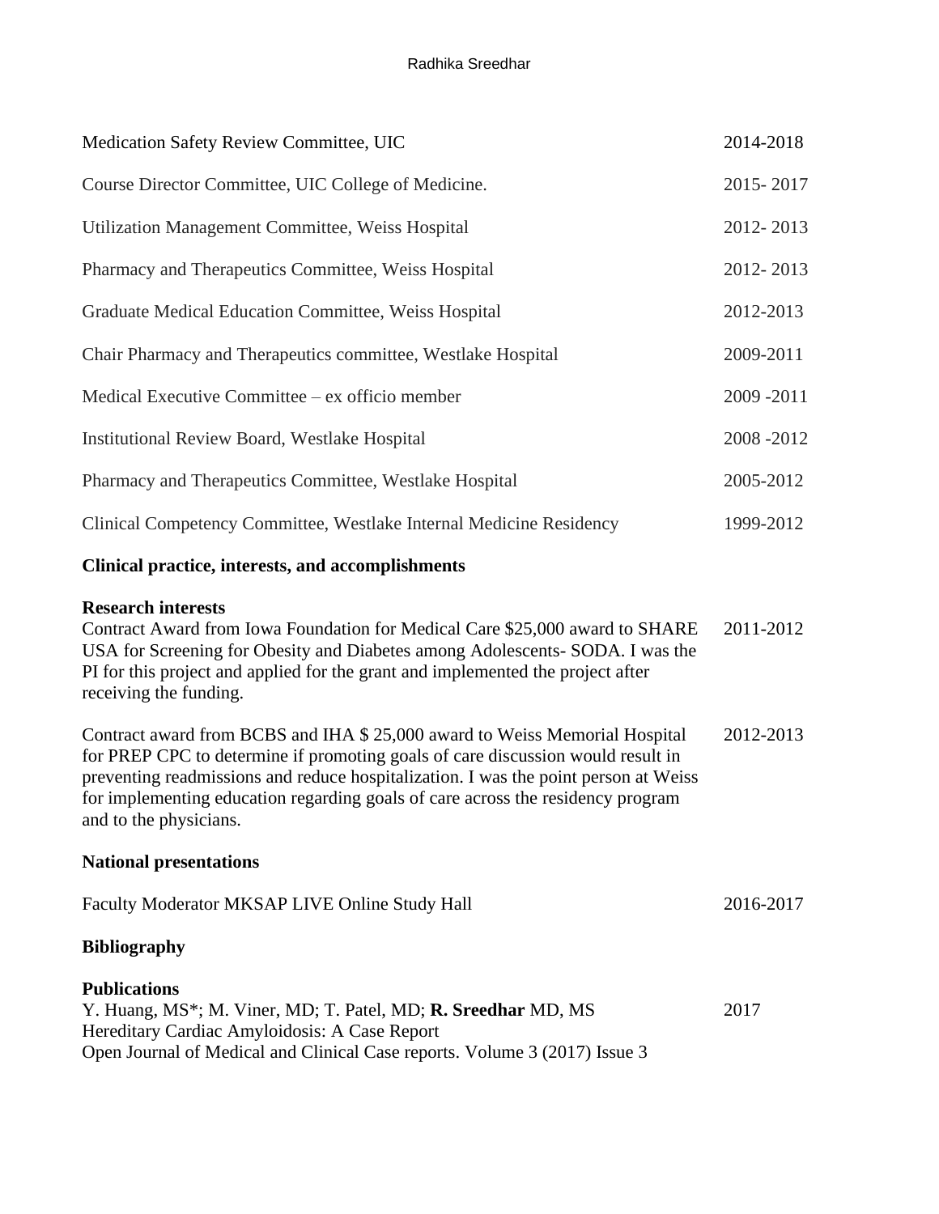| | |
|---|---|
| Medication Safety Review Committee, UIC | 2014-2018 |
| Course Director Committee, UIC College of Medicine. | 2015- 2017 |
| Utilization Management Committee, Weiss Hospital | 2012- 2013 |
| Pharmacy and Therapeutics Committee, Weiss Hospital | 2012- 2013 |
| Graduate Medical Education Committee, Weiss Hospital | 2012-2013 |
| Chair Pharmacy and Therapeutics committee, Westlake Hospital | 2009-2011 |
| Medical Executive Committee – ex officio member | 2009 -2011 |
| Institutional Review Board, Westlake Hospital | 2008 -2012 |
| Pharmacy and Therapeutics Committee, Westlake Hospital | 2005-2012 |
| Clinical Competency Committee, Westlake Internal Medicine Residency | 1999-2012 |

**Clinical practice, interests, and accomplishments**

**Research interests**

Contract Award from Iowa Foundation for Medical Care $25,000 award to SHARE USA for Screening for Obesity and Diabetes among Adolescents- SODA. I was the PI for this project and applied for the grant and implemented the project after receiving the funding. — 2011-2012

Contract award from BCBS and IHA $ 25,000 award to Weiss Memorial Hospital for PREP CPC to determine if promoting goals of care discussion would result in preventing readmissions and reduce hospitalization. I was the point person at Weiss for implementing education regarding goals of care across the residency program and to the physicians. — 2012-2013

**National presentations**

Faculty Moderator MKSAP LIVE Online Study Hall — 2016-2017

**Bibliography**

**Publications**

Y. Huang, MS*; M. Viner, MD; T. Patel, MD; **R. Sreedhar** MD, MS — 2017
Hereditary Cardiac Amyloidosis: A Case Report
Open Journal of Medical and Clinical Case reports. Volume 3 (2017) Issue 3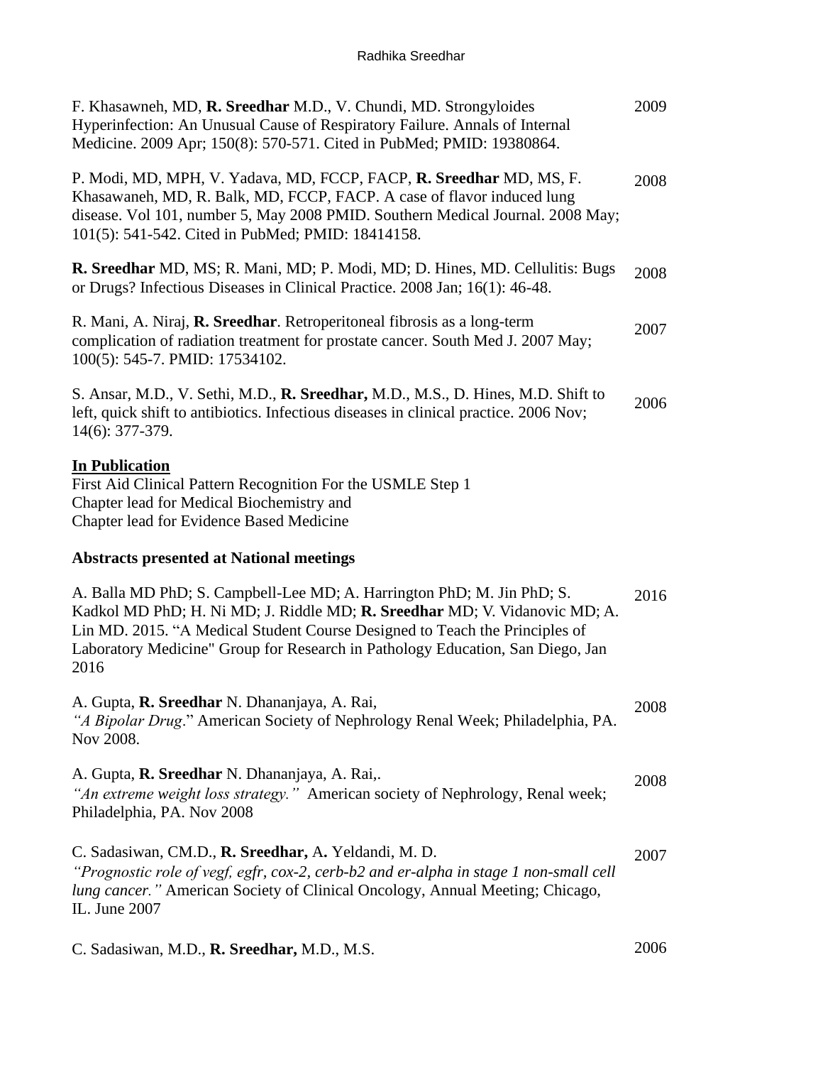F. Khasawneh, MD, **R. Sreedhar** M.D., V. Chundi, MD. Strongyloides Hyperinfection: An Unusual Cause of Respiratory Failure. Annals of Internal Medicine. 2009 Apr; 150(8): 570-571. Cited in PubMed; PMID: 19380864. — 2009

P. Modi, MD, MPH, V. Yadava, MD, FCCP, FACP, **R. Sreedhar** MD, MS, F. Khasawaneh, MD, R. Balk, MD, FCCP, FACP. A case of flavor induced lung disease. Vol 101, number 5, May 2008 PMID. Southern Medical Journal. 2008 May; 101(5): 541-542. Cited in PubMed; PMID: 18414158. — 2008

**R. Sreedhar** MD, MS; R. Mani, MD; P. Modi, MD; D. Hines, MD. Cellulitis: Bugs or Drugs? Infectious Diseases in Clinical Practice. 2008 Jan; 16(1): 46-48. — 2008

R. Mani, A. Niraj, **R. Sreedhar**. Retroperitoneal fibrosis as a long-term complication of radiation treatment for prostate cancer. South Med J. 2007 May; 100(5): 545-7. PMID: 17534102. — 2007

S. Ansar, M.D., V. Sethi, M.D., **R. Sreedhar,** M.D., M.S., D. Hines, M.D. Shift to left, quick shift to antibiotics. Infectious diseases in clinical practice. 2006 Nov; 14(6): 377-379. — 2006

**In Publication**

First Aid Clinical Pattern Recognition For the USMLE Step 1
Chapter lead for Medical Biochemistry and
Chapter lead for Evidence Based Medicine

**Abstracts presented at National meetings**

A. Balla MD PhD; S. Campbell-Lee MD; A. Harrington PhD; M. Jin PhD; S. Kadkol MD PhD; H. Ni MD; J. Riddle MD; **R. Sreedhar** MD; V. Vidanovic MD; A. Lin MD. 2015. "A Medical Student Course Designed to Teach the Principles of Laboratory Medicine" Group for Research in Pathology Education, San Diego, Jan 2016 — 2016

A. Gupta, **R. Sreedhar** N. Dhananjaya, A. Rai,
*"A Bipolar Drug*." American Society of Nephrology Renal Week; Philadelphia, PA. Nov 2008. — 2008

A. Gupta, **R. Sreedhar** N. Dhananjaya, A. Rai,.
*"An extreme weight loss strategy."* American society of Nephrology, Renal week; Philadelphia, PA. Nov 2008 — 2008

C. Sadasiwan, CM.D., **R. Sreedhar,** A**.** Yeldandi, M. D.
*"Prognostic role of vegf, egfr, cox-2, cerb-b2 and er-alpha in stage 1 non-small cell lung cancer."* American Society of Clinical Oncology, Annual Meeting; Chicago, IL. June 2007 — 2007

C. Sadasiwan, M.D., **R. Sreedhar,** M.D., M.S. — 2006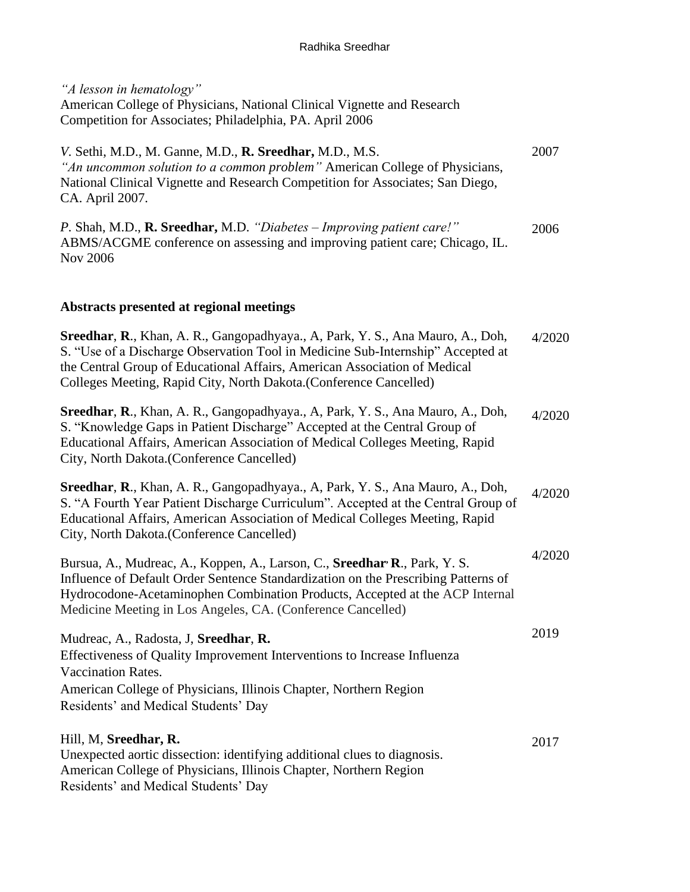*"A lesson in hematology"*
American College of Physicians, National Clinical Vignette and Research Competition for Associates; Philadelphia, PA. April 2006

*V.* Sethi, M.D., M. Ganne, M.D., **R. Sreedhar,** M.D., M.S. — 2007
*"An uncommon solution to a common problem"* American College of Physicians, National Clinical Vignette and Research Competition for Associates; San Diego, CA. April 2007.

*P.* Shah, M.D., **R. Sreedhar,** M.D. *"Diabetes – Improving patient care!"* ABMS/ACGME conference on assessing and improving patient care; Chicago, IL. Nov 2006 — 2006

### Abstracts presented at regional meetings

**Sreedhar**, **R**., Khan, A. R., Gangopadhyaya., A, Park, Y. S., Ana Mauro, A., Doh, S. "Use of a Discharge Observation Tool in Medicine Sub-Internship" Accepted at the Central Group of Educational Affairs, American Association of Medical Colleges Meeting, Rapid City, North Dakota.(Conference Cancelled) — 4/2020

**Sreedhar**, **R**., Khan, A. R., Gangopadhyaya., A, Park, Y. S., Ana Mauro, A., Doh, S. "Knowledge Gaps in Patient Discharge" Accepted at the Central Group of Educational Affairs, American Association of Medical Colleges Meeting, Rapid City, North Dakota.(Conference Cancelled) — 4/2020

**Sreedhar**, **R**., Khan, A. R., Gangopadhyaya., A, Park, Y. S., Ana Mauro, A., Doh, S. "A Fourth Year Patient Discharge Curriculum". Accepted at the Central Group of Educational Affairs, American Association of Medical Colleges Meeting, Rapid City, North Dakota.(Conference Cancelled) — 4/2020

Bursua, A., Mudreac, A., Koppen, A., Larson, C., **Sreedhar, R**., Park, Y. S. Influence of Default Order Sentence Standardization on the Prescribing Patterns of Hydrocodone-Acetaminophen Combination Products, Accepted at the ACP Internal Medicine Meeting in Los Angeles, CA. (Conference Cancelled) — 4/2020

Mudreac, A., Radosta, J, **Sreedhar**, **R.** — 2019
Effectiveness of Quality Improvement Interventions to Increase Influenza Vaccination Rates.
American College of Physicians, Illinois Chapter, Northern Region Residents' and Medical Students' Day

Hill, M, **Sreedhar, R.** — 2017
Unexpected aortic dissection: identifying additional clues to diagnosis.
American College of Physicians, Illinois Chapter, Northern Region Residents' and Medical Students' Day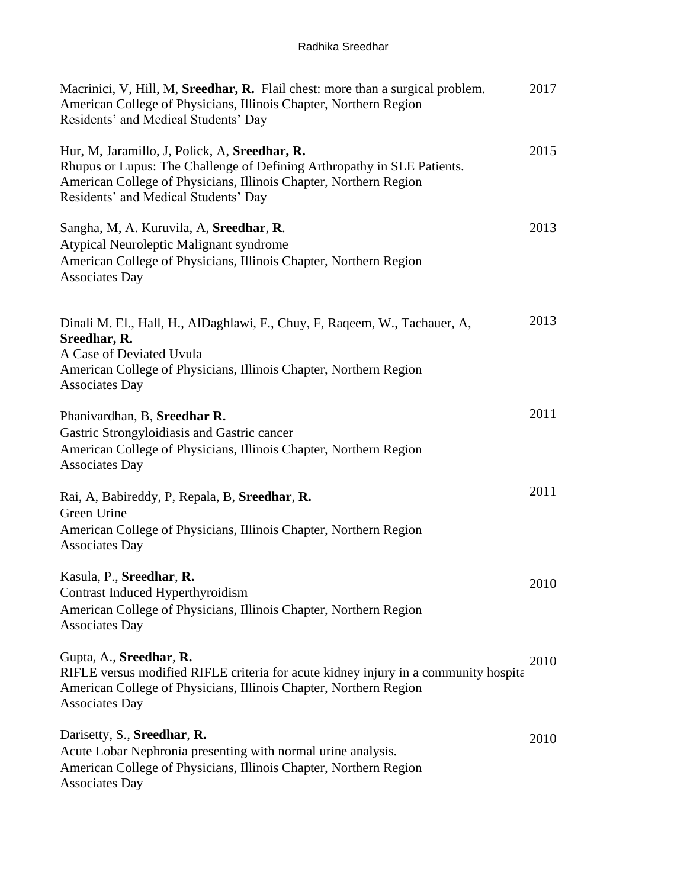Macrinici, V, Hill, M, **Sreedhar, R.** Flail chest: more than a surgical problem. American College of Physicians, Illinois Chapter, Northern Region Residents' and Medical Students' Day — 2017

Hur, M, Jaramillo, J, Polick, A, **Sreedhar, R.**
Rhupus or Lupus: The Challenge of Defining Arthropathy in SLE Patients.
American College of Physicians, Illinois Chapter, Northern Region
Residents' and Medical Students' Day — 2015

Sangha, M, A. Kuruvila, A, **Sreedhar**, **R**.
Atypical Neuroleptic Malignant syndrome
American College of Physicians, Illinois Chapter, Northern Region
Associates Day — 2013

Dinali M. El., Hall, H., AlDaghlawi, F., Chuy, F, Raqeem, W., Tachauer, A, **Sreedhar, R.**
A Case of Deviated Uvula
American College of Physicians, Illinois Chapter, Northern Region
Associates Day — 2013

Phanivardhan, B, **Sreedhar R.**
Gastric Strongyloidiasis and Gastric cancer
American College of Physicians, Illinois Chapter, Northern Region
Associates Day — 2011

Rai, A, Babireddy, P, Repala, B, **Sreedhar**, **R.**
Green Urine
American College of Physicians, Illinois Chapter, Northern Region
Associates Day — 2011

Kasula, P., **Sreedhar**, **R.**
Contrast Induced Hyperthyroidism
American College of Physicians, Illinois Chapter, Northern Region
Associates Day — 2010

Gupta, A., **Sreedhar**, **R.**
RIFLE versus modified RIFLE criteria for acute kidney injury in a community hospita
American College of Physicians, Illinois Chapter, Northern Region
Associates Day — 2010

Darisetty, S., **Sreedhar**, **R.**
Acute Lobar Nephronia presenting with normal urine analysis.
American College of Physicians, Illinois Chapter, Northern Region
Associates Day — 2010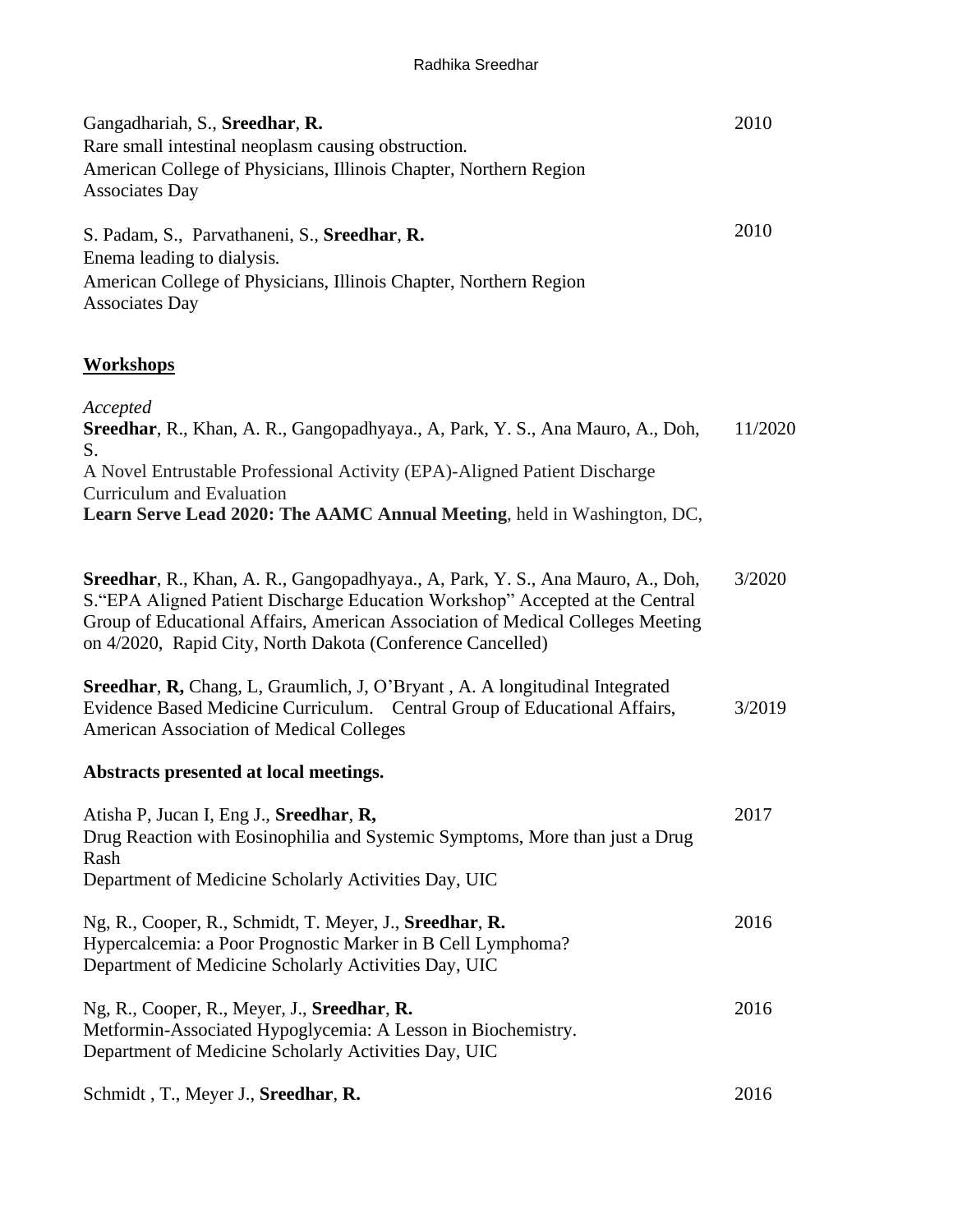Gangadhariah, S., **Sreedhar**, **R.** 2010
Rare small intestinal neoplasm causing obstruction.
American College of Physicians, Illinois Chapter, Northern Region Associates Day

S. Padam, S., Parvathaneni, S., **Sreedhar**, **R.** 2010
Enema leading to dialysis.
American College of Physicians, Illinois Chapter, Northern Region Associates Day

## **Workshops**

*Accepted*

**Sreedhar**, R., Khan, A. R., Gangopadhyaya., A, Park, Y. S., Ana Mauro, A., Doh, S. 11/2020
A Novel Entrustable Professional Activity (EPA)-Aligned Patient Discharge Curriculum and Evaluation
**Learn Serve Lead 2020: The AAMC Annual Meeting**, held in Washington, DC,

**Sreedhar**, R., Khan, A. R., Gangopadhyaya., A, Park, Y. S., Ana Mauro, A., Doh, S."EPA Aligned Patient Discharge Education Workshop" Accepted at the Central Group of Educational Affairs, American Association of Medical Colleges Meeting on 4/2020, Rapid City, North Dakota (Conference Cancelled) 3/2020

**Sreedhar**, **R,** Chang, L, Graumlich, J, O'Bryant , A. A longitudinal Integrated Evidence Based Medicine Curriculum. Central Group of Educational Affairs, American Association of Medical Colleges 3/2019

**Abstracts presented at local meetings.**

Atisha P, Jucan I, Eng J., **Sreedhar**, **R,** 2017
Drug Reaction with Eosinophilia and Systemic Symptoms, More than just a Drug Rash
Department of Medicine Scholarly Activities Day, UIC

Ng, R., Cooper, R., Schmidt, T. Meyer, J., **Sreedhar**, **R.** 2016
Hypercalcemia: a Poor Prognostic Marker in B Cell Lymphoma?
Department of Medicine Scholarly Activities Day, UIC

Ng, R., Cooper, R., Meyer, J., **Sreedhar**, **R.** 2016
Metformin-Associated Hypoglycemia: A Lesson in Biochemistry.
Department of Medicine Scholarly Activities Day, UIC

Schmidt , T., Meyer J., **Sreedhar**, **R.** 2016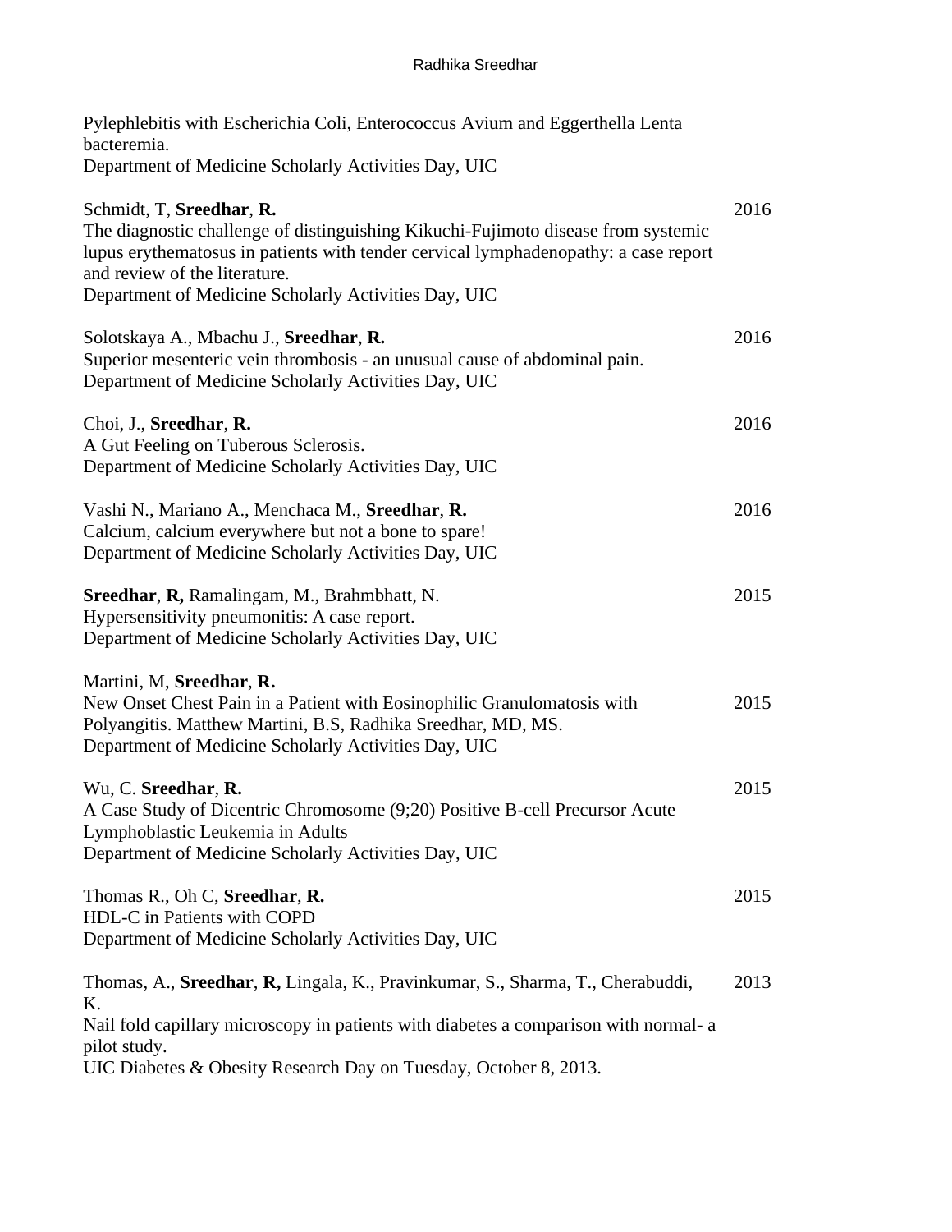Pylephlebitis with Escherichia Coli, Enterococcus Avium and Eggerthella Lenta bacteremia.
Department of Medicine Scholarly Activities Day, UIC

Schmidt, T, **Sreedhar**, **R.** 2016
The diagnostic challenge of distinguishing Kikuchi-Fujimoto disease from systemic lupus erythematosus in patients with tender cervical lymphadenopathy: a case report and review of the literature.
Department of Medicine Scholarly Activities Day, UIC

Solotskaya A., Mbachu J., **Sreedhar**, **R.** 2016
Superior mesenteric vein thrombosis - an unusual cause of abdominal pain.
Department of Medicine Scholarly Activities Day, UIC

Choi, J., **Sreedhar**, **R.** 2016
A Gut Feeling on Tuberous Sclerosis.
Department of Medicine Scholarly Activities Day, UIC

Vashi N., Mariano A., Menchaca M., **Sreedhar**, **R.** 2016
Calcium, calcium everywhere but not a bone to spare!
Department of Medicine Scholarly Activities Day, UIC

**Sreedhar**, **R,** Ramalingam, M., Brahmbhatt, N. 2015
Hypersensitivity pneumonitis: A case report.
Department of Medicine Scholarly Activities Day, UIC

Martini, M, **Sreedhar**, **R.**
New Onset Chest Pain in a Patient with Eosinophilic Granulomatosis with Polyangitis. Matthew Martini, B.S, Radhika Sreedhar, MD, MS. 2015
Department of Medicine Scholarly Activities Day, UIC

Wu, C. **Sreedhar**, **R.** 2015
A Case Study of Dicentric Chromosome (9;20) Positive B-cell Precursor Acute Lymphoblastic Leukemia in Adults
Department of Medicine Scholarly Activities Day, UIC

Thomas R., Oh C, **Sreedhar**, **R.** 2015
HDL-C in Patients with COPD
Department of Medicine Scholarly Activities Day, UIC

Thomas, A., **Sreedhar**, **R,** Lingala, K., Pravinkumar, S., Sharma, T., Cherabuddi, K. 2013
Nail fold capillary microscopy in patients with diabetes a comparison with normal- a pilot study.
UIC Diabetes & Obesity Research Day on Tuesday, October 8, 2013.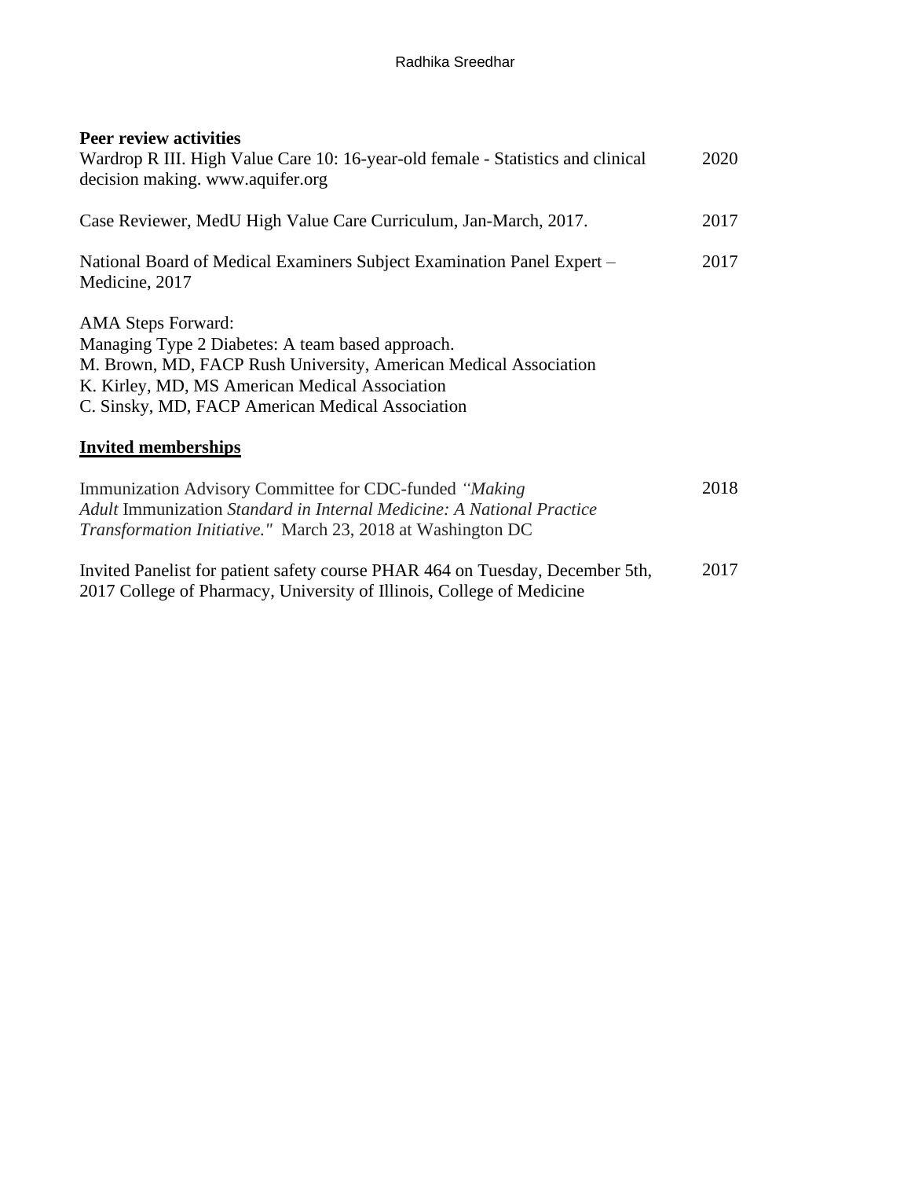**Peer review activities**

Wardrop R III. High Value Care 10: 16-year-old female - Statistics and clinical decision making. www.aquifer.org — 2020

Case Reviewer, MedU High Value Care Curriculum, Jan-March, 2017. — 2017

National Board of Medical Examiners Subject Examination Panel Expert – Medicine, 2017 — 2017

AMA Steps Forward:
Managing Type 2 Diabetes: A team based approach.
M. Brown, MD, FACP Rush University, American Medical Association
K. Kirley, MD, MS American Medical Association
C. Sinsky, MD, FACP American Medical Association

## **Invited memberships**

Immunization Advisory Committee for CDC-funded *"Making Adult* Immunization *Standard in Internal Medicine: A National Practice Transformation Initiative."* March 23, 2018 at Washington DC — 2018

Invited Panelist for patient safety course PHAR 464 on Tuesday, December 5th, 2017 College of Pharmacy, University of Illinois, College of Medicine — 2017